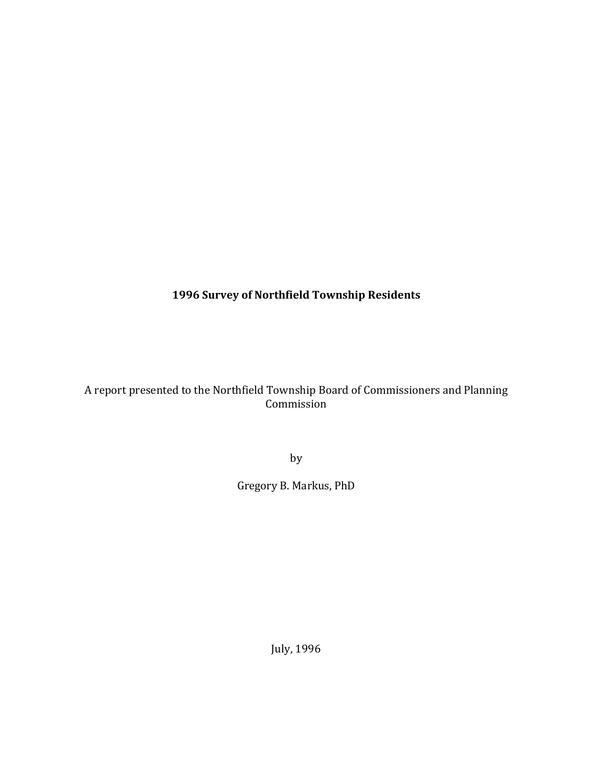# 1996 Survey of Northfield Township Residents

A report presented to the Northfield Township Board of Commissioners and Planning Commission

by

Gregory B. Markus, PhD

July, 1996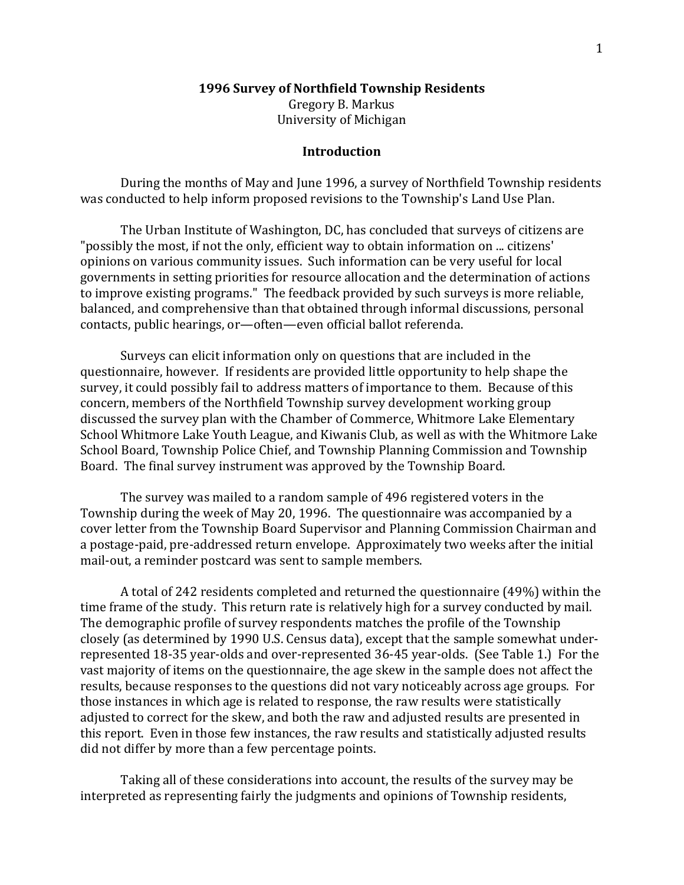**1996 Survey of Northfield Township Residents**
Gregory B. Markus
University of Michigan

## Introduction

During the months of May and June 1996, a survey of Northfield Township residents was conducted to help inform proposed revisions to the Township's Land Use Plan.

The Urban Institute of Washington, DC, has concluded that surveys of citizens are "possibly the most, if not the only, efficient way to obtain information on ... citizens' opinions on various community issues. Such information can be very useful for local governments in setting priorities for resource allocation and the determination of actions to improve existing programs." The feedback provided by such surveys is more reliable, balanced, and comprehensive than that obtained through informal discussions, personal contacts, public hearings, or—often—even official ballot referenda.

Surveys can elicit information only on questions that are included in the questionnaire, however. If residents are provided little opportunity to help shape the survey, it could possibly fail to address matters of importance to them. Because of this concern, members of the Northfield Township survey development working group discussed the survey plan with the Chamber of Commerce, Whitmore Lake Elementary School Whitmore Lake Youth League, and Kiwanis Club, as well as with the Whitmore Lake School Board, Township Police Chief, and Township Planning Commission and Township Board. The final survey instrument was approved by the Township Board.

The survey was mailed to a random sample of 496 registered voters in the Township during the week of May 20, 1996. The questionnaire was accompanied by a cover letter from the Township Board Supervisor and Planning Commission Chairman and a postage-paid, pre-addressed return envelope. Approximately two weeks after the initial mail-out, a reminder postcard was sent to sample members.

A total of 242 residents completed and returned the questionnaire (49%) within the time frame of the study. This return rate is relatively high for a survey conducted by mail. The demographic profile of survey respondents matches the profile of the Township closely (as determined by 1990 U.S. Census data), except that the sample somewhat under-represented 18-35 year-olds and over-represented 36-45 year-olds. (See Table 1.) For the vast majority of items on the questionnaire, the age skew in the sample does not affect the results, because responses to the questions did not vary noticeably across age groups. For those instances in which age is related to response, the raw results were statistically adjusted to correct for the skew, and both the raw and adjusted results are presented in this report. Even in those few instances, the raw results and statistically adjusted results did not differ by more than a few percentage points.

Taking all of these considerations into account, the results of the survey may be interpreted as representing fairly the judgments and opinions of Township residents,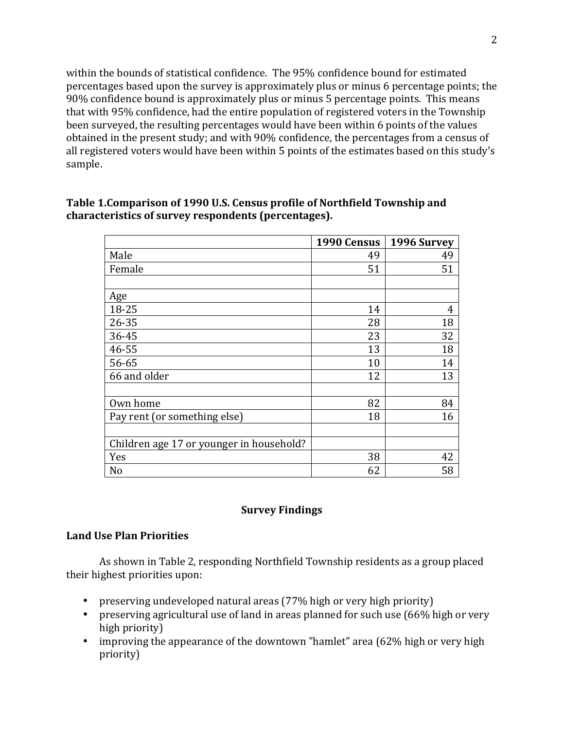within the bounds of statistical confidence. The 95% confidence bound for estimated percentages based upon the survey is approximately plus or minus 6 percentage points; the 90% confidence bound is approximately plus or minus 5 percentage points. This means that with 95% confidence, had the entire population of registered voters in the Township been surveyed, the resulting percentages would have been within 6 points of the values obtained in the present study; and with 90% confidence, the percentages from a census of all registered voters would have been within 5 points of the estimates based on this study's sample.

**Table 1.Comparison of 1990 U.S. Census profile of Northfield Township and characteristics of survey respondents (percentages).**

| | 1990 Census | 1996 Survey |
|---|---|---|
| Male | 49 | 49 |
| Female | 51 | 51 |
| | | |
| Age | | |
| 18-25 | 14 | 4 |
| 26-35 | 28 | 18 |
| 36-45 | 23 | 32 |
| 46-55 | 13 | 18 |
| 56-65 | 10 | 14 |
| 66 and older | 12 | 13 |
| | | |
| Own home | 82 | 84 |
| Pay rent (or something else) | 18 | 16 |
| | | |
| Children age 17 or younger in household? | | |
| Yes | 38 | 42 |
| No | 62 | 58 |

## Survey Findings

### Land Use Plan Priorities

As shown in Table 2, responding Northfield Township residents as a group placed their highest priorities upon:

- preserving undeveloped natural areas (77% high or very high priority)
- preserving agricultural use of land in areas planned for such use (66% high or very high priority)
- improving the appearance of the downtown "hamlet" area (62% high or very high priority)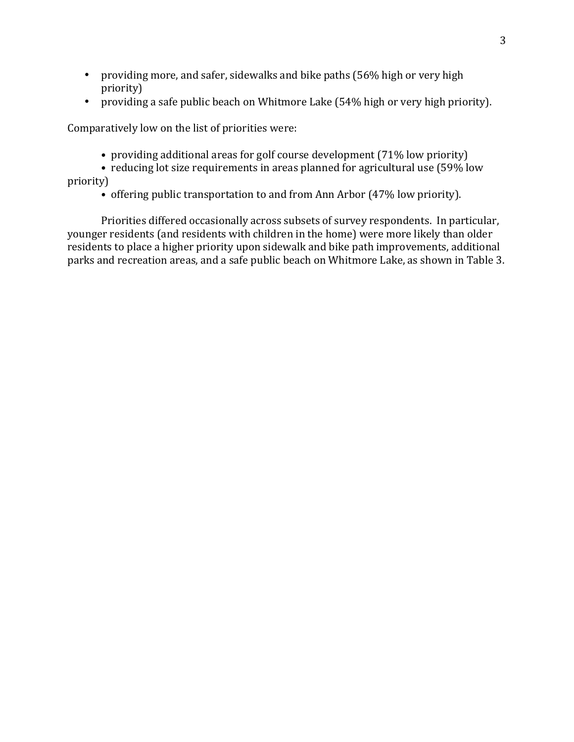- providing more, and safer, sidewalks and bike paths (56% high or very high priority)
- providing a safe public beach on Whitmore Lake (54% high or very high priority).

Comparatively low on the list of priorities were:

- providing additional areas for golf course development (71% low priority)
- reducing lot size requirements in areas planned for agricultural use (59% low priority)
- offering public transportation to and from Ann Arbor (47% low priority).

Priorities differed occasionally across subsets of survey respondents. In particular, younger residents (and residents with children in the home) were more likely than older residents to place a higher priority upon sidewalk and bike path improvements, additional parks and recreation areas, and a safe public beach on Whitmore Lake, as shown in Table 3.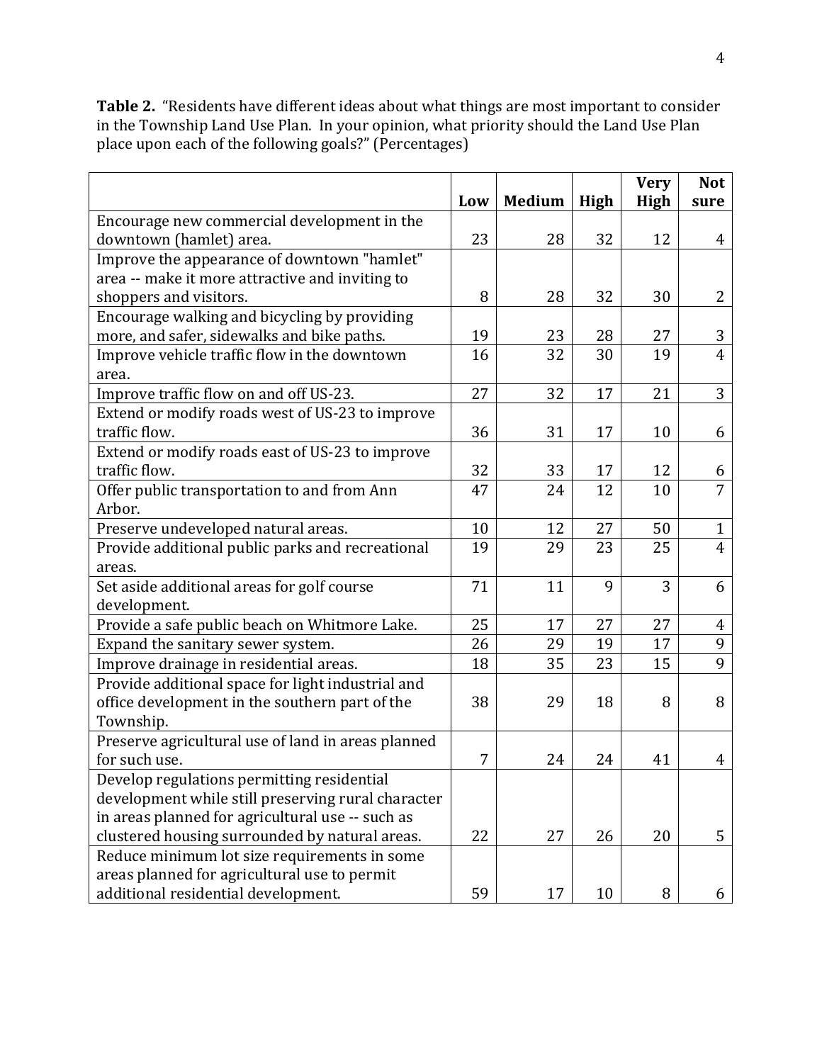**Table 2.** "Residents have different ideas about what things are most important to consider in the Township Land Use Plan. In your opinion, what priority should the Land Use Plan place upon each of the following goals?" (Percentages)

| | Low | Medium | High | Very High | Not sure |
|---|---|---|---|---|---|
| Encourage new commercial development in the downtown (hamlet) area. | 23 | 28 | 32 | 12 | 4 |
| Improve the appearance of downtown "hamlet" area -- make it more attractive and inviting to shoppers and visitors. | 8 | 28 | 32 | 30 | 2 |
| Encourage walking and bicycling by providing more, and safer, sidewalks and bike paths. | 19 | 23 | 28 | 27 | 3 |
| Improve vehicle traffic flow in the downtown area. | 16 | 32 | 30 | 19 | 4 |
| Improve traffic flow on and off US-23. | 27 | 32 | 17 | 21 | 3 |
| Extend or modify roads west of US-23 to improve traffic flow. | 36 | 31 | 17 | 10 | 6 |
| Extend or modify roads east of US-23 to improve traffic flow. | 32 | 33 | 17 | 12 | 6 |
| Offer public transportation to and from Ann Arbor. | 47 | 24 | 12 | 10 | 7 |
| Preserve undeveloped natural areas. | 10 | 12 | 27 | 50 | 1 |
| Provide additional public parks and recreational areas. | 19 | 29 | 23 | 25 | 4 |
| Set aside additional areas for golf course development. | 71 | 11 | 9 | 3 | 6 |
| Provide a safe public beach on Whitmore Lake. | 25 | 17 | 27 | 27 | 4 |
| Expand the sanitary sewer system. | 26 | 29 | 19 | 17 | 9 |
| Improve drainage in residential areas. | 18 | 35 | 23 | 15 | 9 |
| Provide additional space for light industrial and office development in the southern part of the Township. | 38 | 29 | 18 | 8 | 8 |
| Preserve agricultural use of land in areas planned for such use. | 7 | 24 | 24 | 41 | 4 |
| Develop regulations permitting residential development while still preserving rural character in areas planned for agricultural use -- such as clustered housing surrounded by natural areas. | 22 | 27 | 26 | 20 | 5 |
| Reduce minimum lot size requirements in some areas planned for agricultural use to permit additional residential development. | 59 | 17 | 10 | 8 | 6 |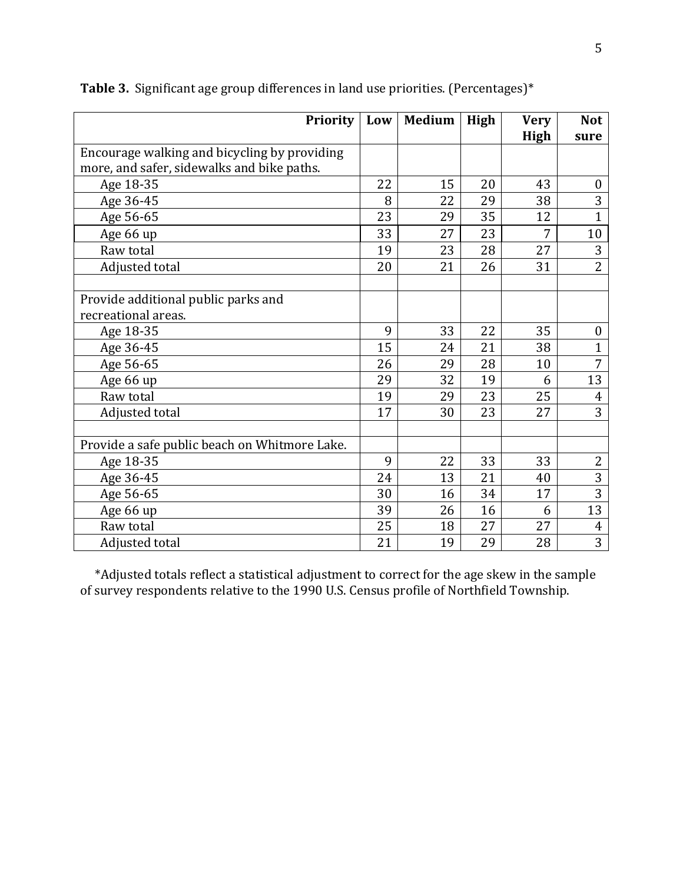**Table 3.** Significant age group differences in land use priorities. (Percentages)*

| Priority | Low | Medium | High | Very High | Not sure |
|---|---|---|---|---|---|
| Encourage walking and bicycling by providing more, and safer, sidewalks and bike paths. | | | | | |
| Age 18-35 | 22 | 15 | 20 | 43 | 0 |
| Age 36-45 | 8 | 22 | 29 | 38 | 3 |
| Age 56-65 | 23 | 29 | 35 | 12 | 1 |
| Age 66 up | 33 | 27 | 23 | 7 | 10 |
| Raw total | 19 | 23 | 28 | 27 | 3 |
| Adjusted total | 20 | 21 | 26 | 31 | 2 |
| | | | | | |
| Provide additional public parks and recreational areas. | | | | | |
| Age 18-35 | 9 | 33 | 22 | 35 | 0 |
| Age 36-45 | 15 | 24 | 21 | 38 | 1 |
| Age 56-65 | 26 | 29 | 28 | 10 | 7 |
| Age 66 up | 29 | 32 | 19 | 6 | 13 |
| Raw total | 19 | 29 | 23 | 25 | 4 |
| Adjusted total | 17 | 30 | 23 | 27 | 3 |
| | | | | | |
| Provide a safe public beach on Whitmore Lake. | | | | | |
| Age 18-35 | 9 | 22 | 33 | 33 | 2 |
| Age 36-45 | 24 | 13 | 21 | 40 | 3 |
| Age 56-65 | 30 | 16 | 34 | 17 | 3 |
| Age 66 up | 39 | 26 | 16 | 6 | 13 |
| Raw total | 25 | 18 | 27 | 27 | 4 |
| Adjusted total | 21 | 19 | 29 | 28 | 3 |

*Adjusted totals reflect a statistical adjustment to correct for the age skew in the sample of survey respondents relative to the 1990 U.S. Census profile of Northfield Township.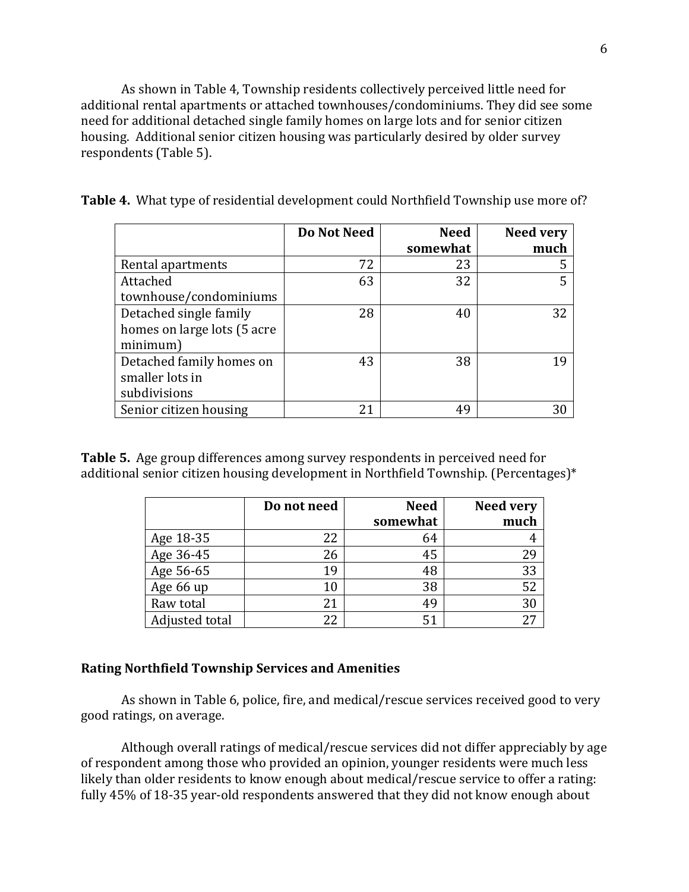As shown in Table 4, Township residents collectively perceived little need for additional rental apartments or attached townhouses/condominiums. They did see some need for additional detached single family homes on large lots and for senior citizen housing. Additional senior citizen housing was particularly desired by older survey respondents (Table 5).

**Table 4.** What type of residential development could Northfield Township use more of?

| | Do Not Need | Need somewhat | Need very much |
|---|---|---|---|
| Rental apartments | 72 | 23 | 5 |
| Attached townhouse/condominiums | 63 | 32 | 5 |
| Detached single family homes on large lots (5 acre minimum) | 28 | 40 | 32 |
| Detached family homes on smaller lots in subdivisions | 43 | 38 | 19 |
| Senior citizen housing | 21 | 49 | 30 |

**Table 5.** Age group differences among survey respondents in perceived need for additional senior citizen housing development in Northfield Township. (Percentages)*

| | Do not need | Need somewhat | Need very much |
|---|---|---|---|
| Age 18-35 | 22 | 64 | 4 |
| Age 36-45 | 26 | 45 | 29 |
| Age 56-65 | 19 | 48 | 33 |
| Age 66 up | 10 | 38 | 52 |
| Raw total | 21 | 49 | 30 |
| Adjusted total | 22 | 51 | 27 |

**Rating Northfield Township Services and Amenities**

As shown in Table 6, police, fire, and medical/rescue services received good to very good ratings, on average.

Although overall ratings of medical/rescue services did not differ appreciably by age of respondent among those who provided an opinion, younger residents were much less likely than older residents to know enough about medical/rescue service to offer a rating: fully 45% of 18-35 year-old respondents answered that they did not know enough about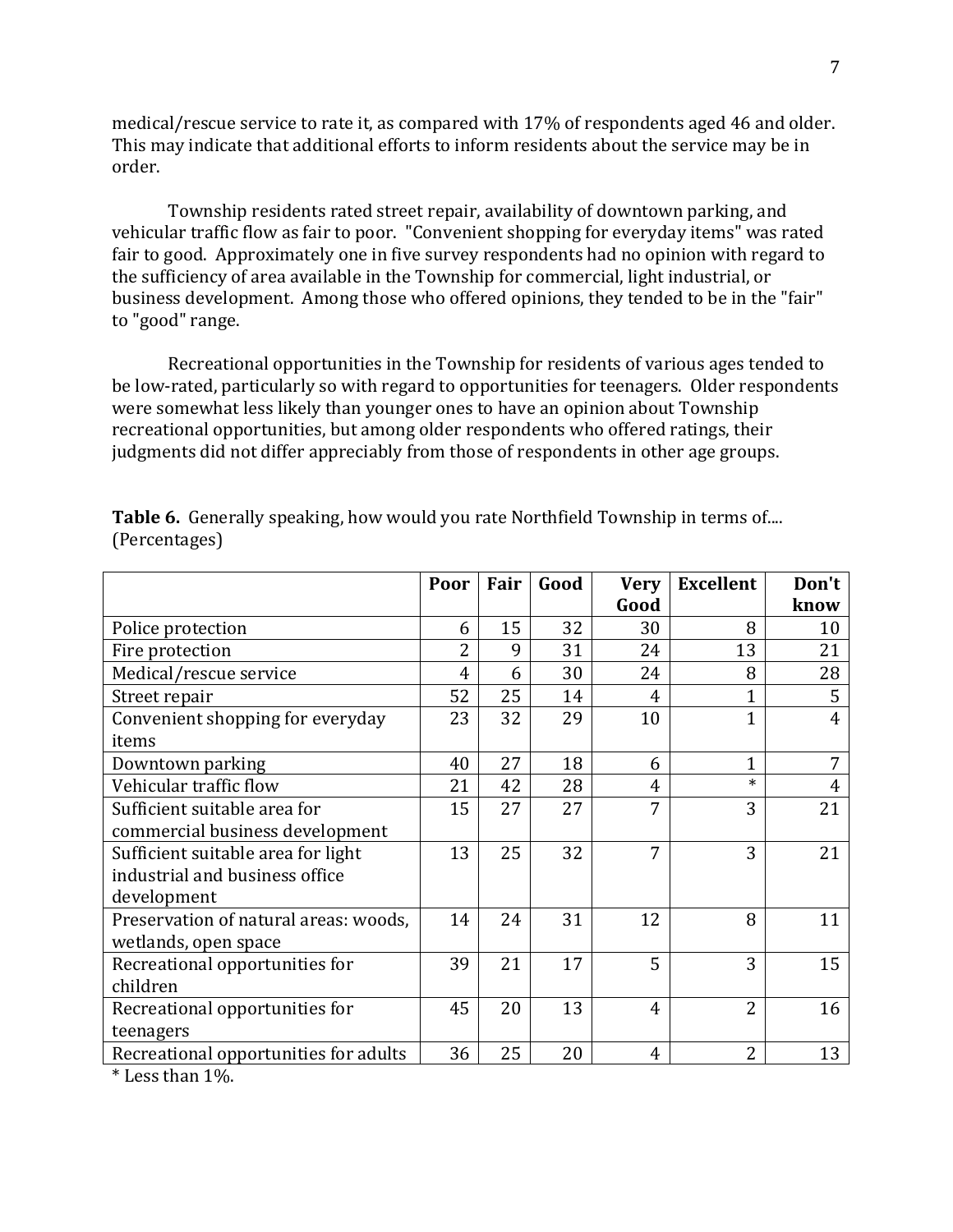medical/rescue service to rate it, as compared with 17% of respondents aged 46 and older. This may indicate that additional efforts to inform residents about the service may be in order.

Township residents rated street repair, availability of downtown parking, and vehicular traffic flow as fair to poor. "Convenient shopping for everyday items" was rated fair to good. Approximately one in five survey respondents had no opinion with regard to the sufficiency of area available in the Township for commercial, light industrial, or business development. Among those who offered opinions, they tended to be in the "fair" to "good" range.

Recreational opportunities in the Township for residents of various ages tended to be low-rated, particularly so with regard to opportunities for teenagers. Older respondents were somewhat less likely than younger ones to have an opinion about Township recreational opportunities, but among older respondents who offered ratings, their judgments did not differ appreciably from those of respondents in other age groups.

**Table 6.** Generally speaking, how would you rate Northfield Township in terms of.... (Percentages)

| | Poor | Fair | Good | Very Good | Excellent | Don't know |
|---|---|---|---|---|---|---|
| Police protection | 6 | 15 | 32 | 30 | 8 | 10 |
| Fire protection | 2 | 9 | 31 | 24 | 13 | 21 |
| Medical/rescue service | 4 | 6 | 30 | 24 | 8 | 28 |
| Street repair | 52 | 25 | 14 | 4 | 1 | 5 |
| Convenient shopping for everyday items | 23 | 32 | 29 | 10 | 1 | 4 |
| Downtown parking | 40 | 27 | 18 | 6 | 1 | 7 |
| Vehicular traffic flow | 21 | 42 | 28 | 4 | * | 4 |
| Sufficient suitable area for commercial business development | 15 | 27 | 27 | 7 | 3 | 21 |
| Sufficient suitable area for light industrial and business office development | 13 | 25 | 32 | 7 | 3 | 21 |
| Preservation of natural areas: woods, wetlands, open space | 14 | 24 | 31 | 12 | 8 | 11 |
| Recreational opportunities for children | 39 | 21 | 17 | 5 | 3 | 15 |
| Recreational opportunities for teenagers | 45 | 20 | 13 | 4 | 2 | 16 |
| Recreational opportunities for adults | 36 | 25 | 20 | 4 | 2 | 13 |

* Less than 1%.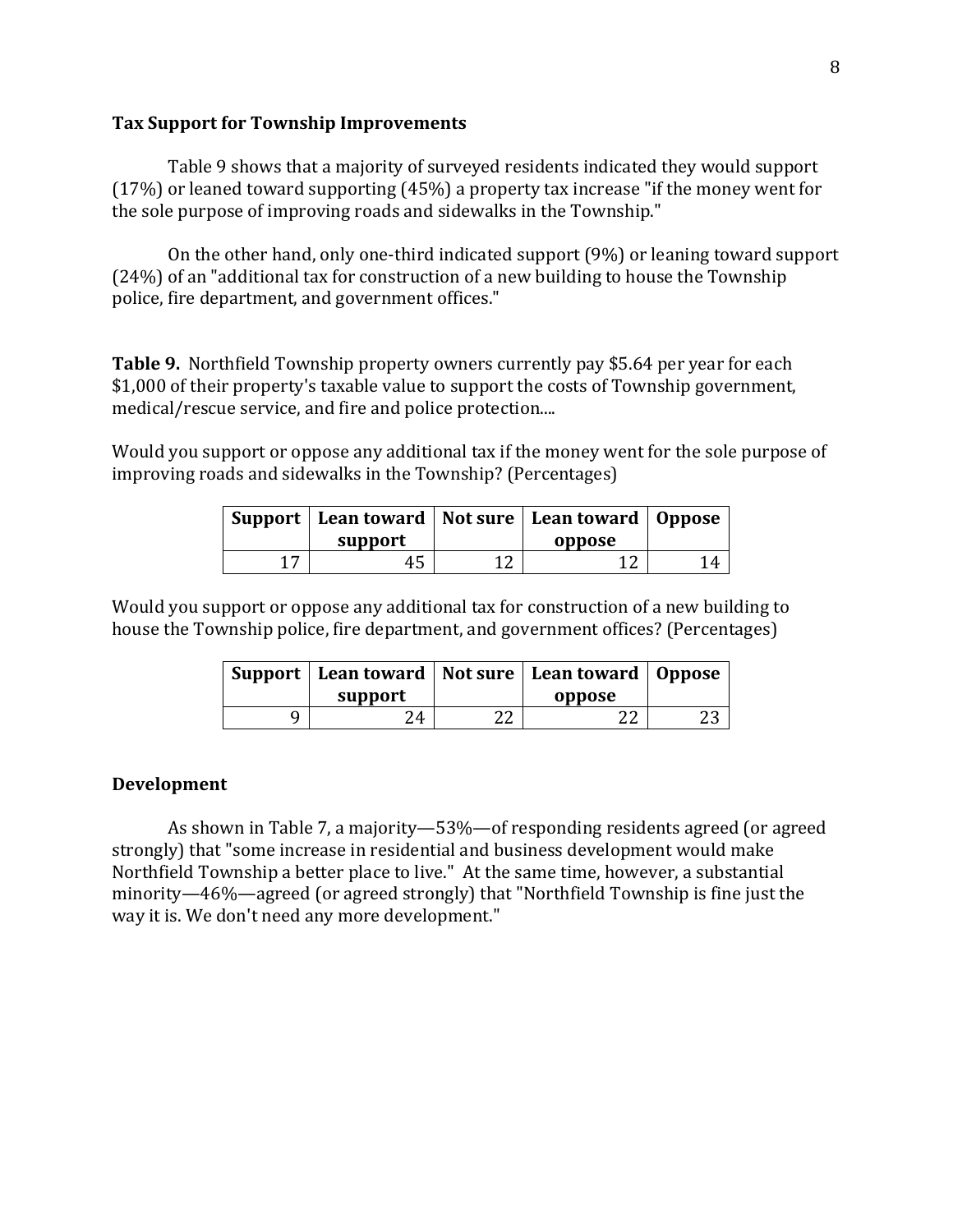## Tax Support for Township Improvements

Table 9 shows that a majority of surveyed residents indicated they would support (17%) or leaned toward supporting (45%) a property tax increase "if the money went for the sole purpose of improving roads and sidewalks in the Township."

On the other hand, only one-third indicated support (9%) or leaning toward support (24%) of an "additional tax for construction of a new building to house the Township police, fire department, and government offices."

**Table 9.** Northfield Township property owners currently pay $5.64 per year for each $1,000 of their property's taxable value to support the costs of Township government, medical/rescue service, and fire and police protection....

Would you support or oppose any additional tax if the money went for the sole purpose of improving roads and sidewalks in the Township? (Percentages)

| Support | Lean toward support | Not sure | Lean toward oppose | Oppose |
|---|---|---|---|---|
| 17 | 45 | 12 | 12 | 14 |

Would you support or oppose any additional tax for construction of a new building to house the Township police, fire department, and government offices? (Percentages)

| Support | Lean toward support | Not sure | Lean toward oppose | Oppose |
|---|---|---|---|---|
| 9 | 24 | 22 | 22 | 23 |

## Development

As shown in Table 7, a majority—53%—of responding residents agreed (or agreed strongly) that "some increase in residential and business development would make Northfield Township a better place to live." At the same time, however, a substantial minority—46%—agreed (or agreed strongly) that "Northfield Township is fine just the way it is. We don't need any more development."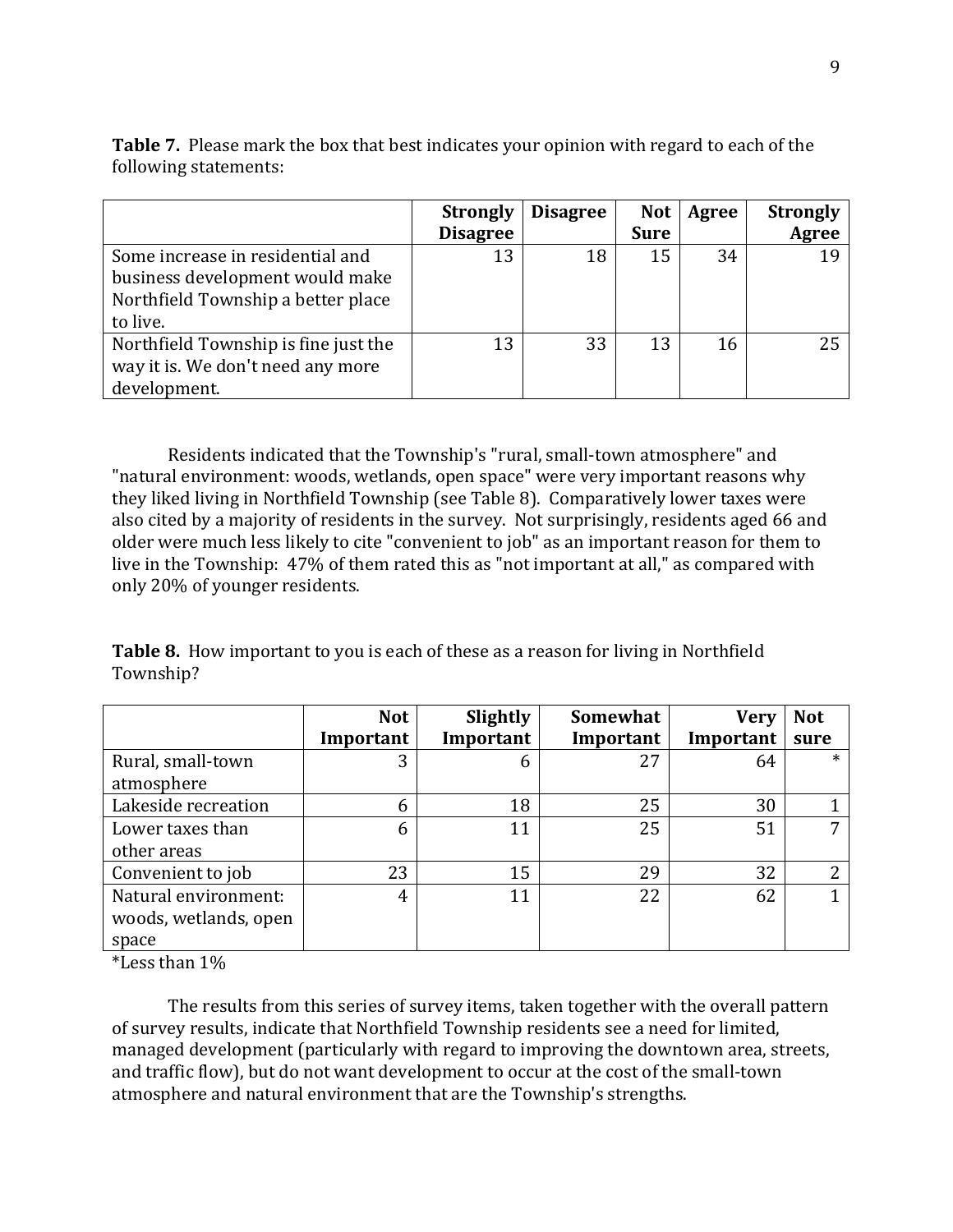**Table 7.** Please mark the box that best indicates your opinion with regard to each of the following statements:

| | Strongly Disagree | Disagree | Not Sure | Agree | Strongly Agree |
|---|---|---|---|---|---|
| Some increase in residential and business development would make Northfield Township a better place to live. | 13 | 18 | 15 | 34 | 19 |
| Northfield Township is fine just the way it is. We don't need any more development. | 13 | 33 | 13 | 16 | 25 |

Residents indicated that the Township's "rural, small-town atmosphere" and "natural environment: woods, wetlands, open space" were very important reasons why they liked living in Northfield Township (see Table 8). Comparatively lower taxes were also cited by a majority of residents in the survey. Not surprisingly, residents aged 66 and older were much less likely to cite "convenient to job" as an important reason for them to live in the Township: 47% of them rated this as "not important at all," as compared with only 20% of younger residents.

**Table 8.** How important to you is each of these as a reason for living in Northfield Township?

| | Not Important | Slightly Important | Somewhat Important | Very Important | Not sure |
|---|---|---|---|---|---|
| Rural, small-town atmosphere | 3 | 6 | 27 | 64 | * |
| Lakeside recreation | 6 | 18 | 25 | 30 | 1 |
| Lower taxes than other areas | 6 | 11 | 25 | 51 | 7 |
| Convenient to job | 23 | 15 | 29 | 32 | 2 |
| Natural environment: woods, wetlands, open space | 4 | 11 | 22 | 62 | 1 |

*Less than 1%

The results from this series of survey items, taken together with the overall pattern of survey results, indicate that Northfield Township residents see a need for limited, managed development (particularly with regard to improving the downtown area, streets, and traffic flow), but do not want development to occur at the cost of the small-town atmosphere and natural environment that are the Township's strengths.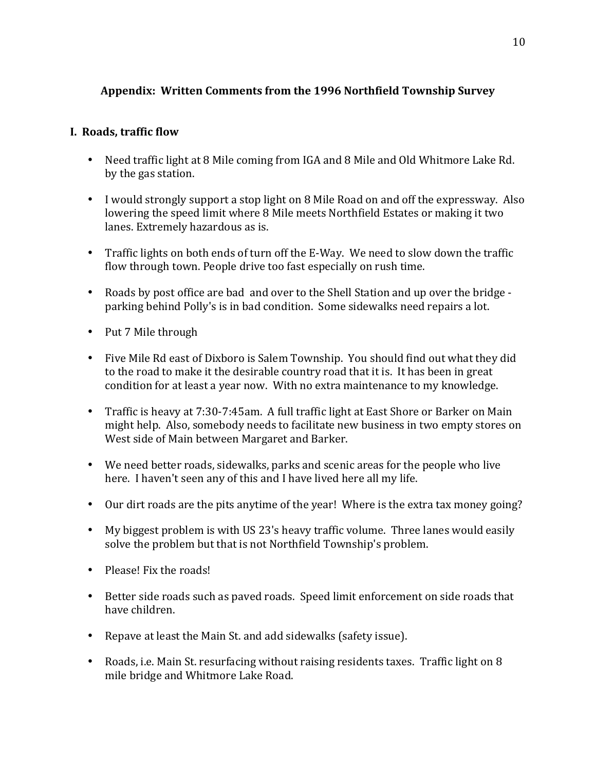## Appendix: Written Comments from the 1996 Northfield Township Survey

### I. Roads, traffic flow

- Need traffic light at 8 Mile coming from IGA and 8 Mile and Old Whitmore Lake Rd. by the gas station.
- I would strongly support a stop light on 8 Mile Road on and off the expressway. Also lowering the speed limit where 8 Mile meets Northfield Estates or making it two lanes. Extremely hazardous as is.
- Traffic lights on both ends of turn off the E-Way. We need to slow down the traffic flow through town. People drive too fast especially on rush time.
- Roads by post office are bad and over to the Shell Station and up over the bridge - parking behind Polly's is in bad condition. Some sidewalks need repairs a lot.
- Put 7 Mile through
- Five Mile Rd east of Dixboro is Salem Township. You should find out what they did to the road to make it the desirable country road that it is. It has been in great condition for at least a year now. With no extra maintenance to my knowledge.
- Traffic is heavy at 7:30-7:45am. A full traffic light at East Shore or Barker on Main might help. Also, somebody needs to facilitate new business in two empty stores on West side of Main between Margaret and Barker.
- We need better roads, sidewalks, parks and scenic areas for the people who live here. I haven't seen any of this and I have lived here all my life.
- Our dirt roads are the pits anytime of the year! Where is the extra tax money going?
- My biggest problem is with US 23's heavy traffic volume. Three lanes would easily solve the problem but that is not Northfield Township's problem.
- Please! Fix the roads!
- Better side roads such as paved roads. Speed limit enforcement on side roads that have children.
- Repave at least the Main St. and add sidewalks (safety issue).
- Roads, i.e. Main St. resurfacing without raising residents taxes. Traffic light on 8 mile bridge and Whitmore Lake Road.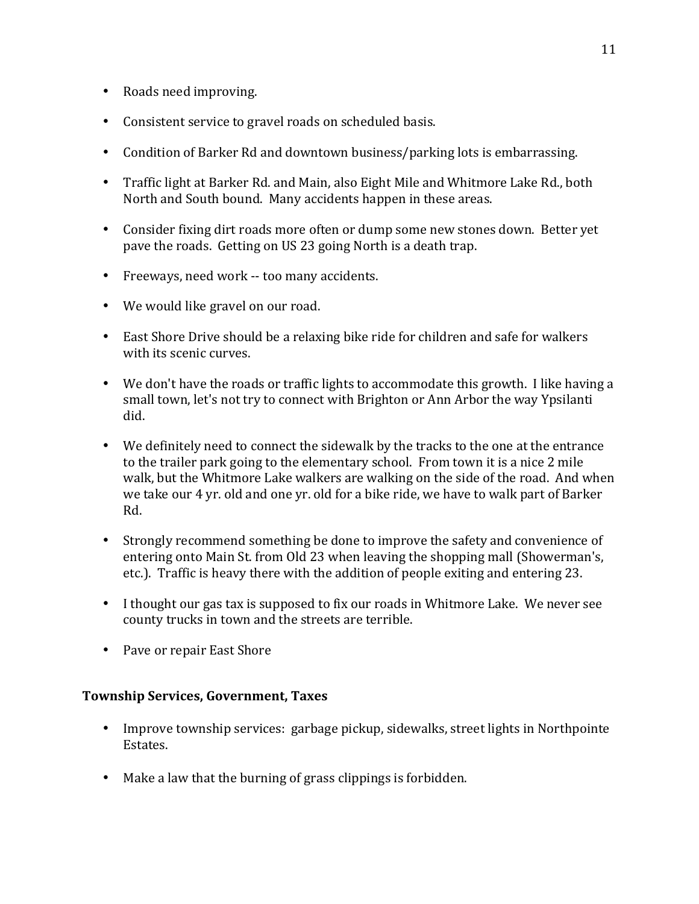- Roads need improving.

- Consistent service to gravel roads on scheduled basis.

- Condition of Barker Rd and downtown business/parking lots is embarrassing.

- Traffic light at Barker Rd. and Main, also Eight Mile and Whitmore Lake Rd., both North and South bound. Many accidents happen in these areas.

- Consider fixing dirt roads more often or dump some new stones down. Better yet pave the roads. Getting on US 23 going North is a death trap.

- Freeways, need work -- too many accidents.

- We would like gravel on our road.

- East Shore Drive should be a relaxing bike ride for children and safe for walkers with its scenic curves.

- We don't have the roads or traffic lights to accommodate this growth. I like having a small town, let's not try to connect with Brighton or Ann Arbor the way Ypsilanti did.

- We definitely need to connect the sidewalk by the tracks to the one at the entrance to the trailer park going to the elementary school. From town it is a nice 2 mile walk, but the Whitmore Lake walkers are walking on the side of the road. And when we take our 4 yr. old and one yr. old for a bike ride, we have to walk part of Barker Rd.

- Strongly recommend something be done to improve the safety and convenience of entering onto Main St. from Old 23 when leaving the shopping mall (Showerman's, etc.). Traffic is heavy there with the addition of people exiting and entering 23.

- I thought our gas tax is supposed to fix our roads in Whitmore Lake. We never see county trucks in town and the streets are terrible.

- Pave or repair East Shore

### Township Services, Government, Taxes

- Improve township services: garbage pickup, sidewalks, street lights in Northpointe Estates.

- Make a law that the burning of grass clippings is forbidden.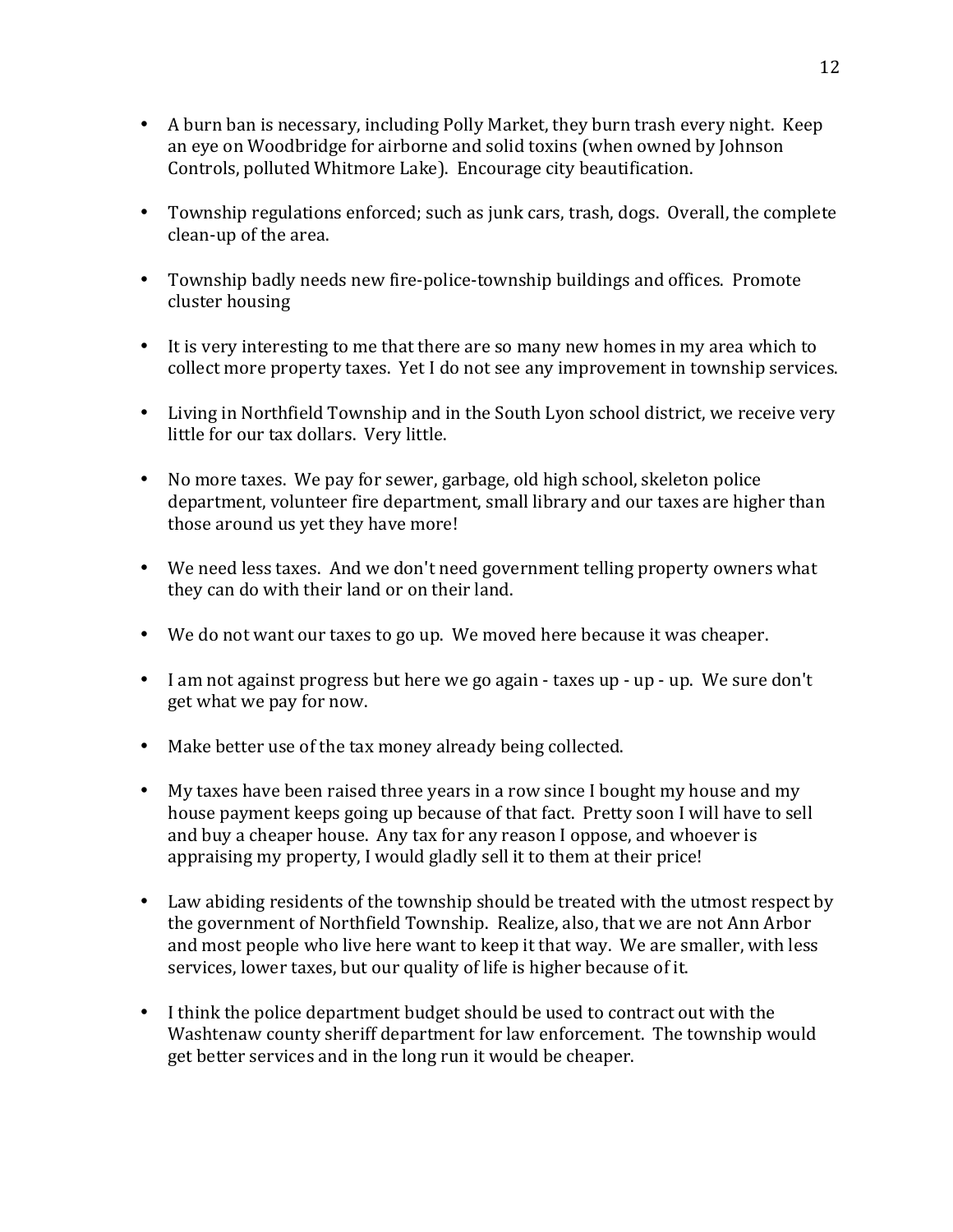- A burn ban is necessary, including Polly Market, they burn trash every night. Keep an eye on Woodbridge for airborne and solid toxins (when owned by Johnson Controls, polluted Whitmore Lake). Encourage city beautification.

- Township regulations enforced; such as junk cars, trash, dogs. Overall, the complete clean-up of the area.

- Township badly needs new fire-police-township buildings and offices. Promote cluster housing

- It is very interesting to me that there are so many new homes in my area which to collect more property taxes. Yet I do not see any improvement in township services.

- Living in Northfield Township and in the South Lyon school district, we receive very little for our tax dollars. Very little.

- No more taxes. We pay for sewer, garbage, old high school, skeleton police department, volunteer fire department, small library and our taxes are higher than those around us yet they have more!

- We need less taxes. And we don't need government telling property owners what they can do with their land or on their land.

- We do not want our taxes to go up. We moved here because it was cheaper.

- I am not against progress but here we go again - taxes up - up - up. We sure don't get what we pay for now.

- Make better use of the tax money already being collected.

- My taxes have been raised three years in a row since I bought my house and my house payment keeps going up because of that fact. Pretty soon I will have to sell and buy a cheaper house. Any tax for any reason I oppose, and whoever is appraising my property, I would gladly sell it to them at their price!

- Law abiding residents of the township should be treated with the utmost respect by the government of Northfield Township. Realize, also, that we are not Ann Arbor and most people who live here want to keep it that way. We are smaller, with less services, lower taxes, but our quality of life is higher because of it.

- I think the police department budget should be used to contract out with the Washtenaw county sheriff department for law enforcement. The township would get better services and in the long run it would be cheaper.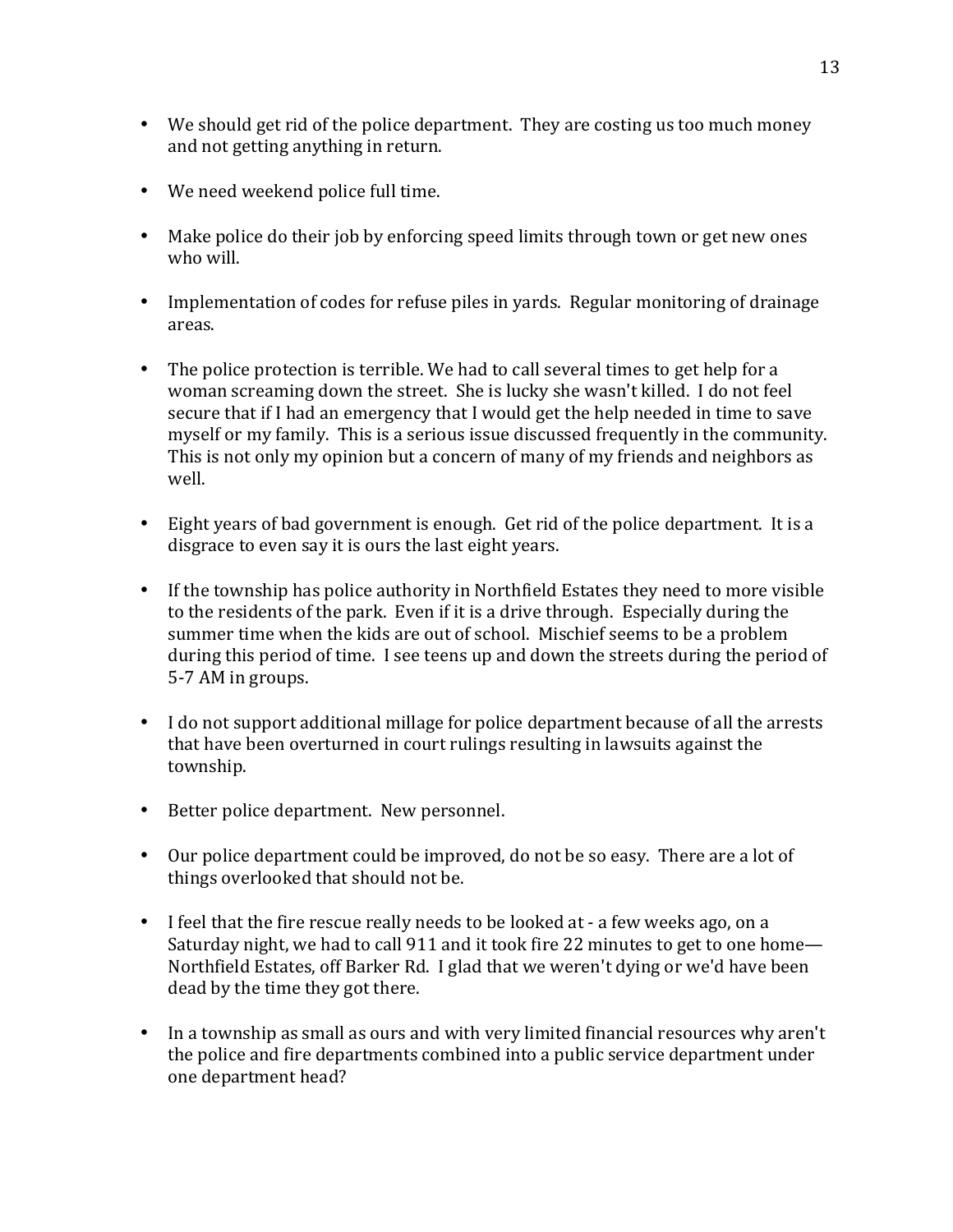- We should get rid of the police department. They are costing us too much money and not getting anything in return.

- We need weekend police full time.

- Make police do their job by enforcing speed limits through town or get new ones who will.

- Implementation of codes for refuse piles in yards. Regular monitoring of drainage areas.

- The police protection is terrible. We had to call several times to get help for a woman screaming down the street. She is lucky she wasn't killed. I do not feel secure that if I had an emergency that I would get the help needed in time to save myself or my family. This is a serious issue discussed frequently in the community. This is not only my opinion but a concern of many of my friends and neighbors as well.

- Eight years of bad government is enough. Get rid of the police department. It is a disgrace to even say it is ours the last eight years.

- If the township has police authority in Northfield Estates they need to more visible to the residents of the park. Even if it is a drive through. Especially during the summer time when the kids are out of school. Mischief seems to be a problem during this period of time. I see teens up and down the streets during the period of 5-7 AM in groups.

- I do not support additional millage for police department because of all the arrests that have been overturned in court rulings resulting in lawsuits against the township.

- Better police department. New personnel.

- Our police department could be improved, do not be so easy. There are a lot of things overlooked that should not be.

- I feel that the fire rescue really needs to be looked at - a few weeks ago, on a Saturday night, we had to call 911 and it took fire 22 minutes to get to one home—Northfield Estates, off Barker Rd. I glad that we weren't dying or we'd have been dead by the time they got there.

- In a township as small as ours and with very limited financial resources why aren't the police and fire departments combined into a public service department under one department head?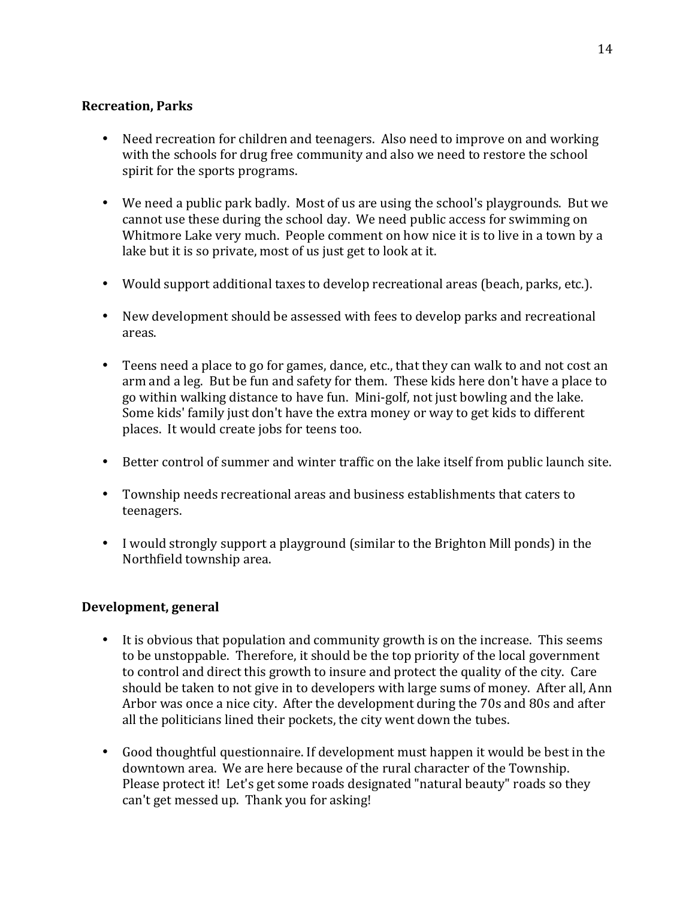**Recreation, Parks**

- Need recreation for children and teenagers. Also need to improve on and working with the schools for drug free community and also we need to restore the school spirit for the sports programs.

- We need a public park badly. Most of us are using the school's playgrounds. But we cannot use these during the school day. We need public access for swimming on Whitmore Lake very much. People comment on how nice it is to live in a town by a lake but it is so private, most of us just get to look at it.

- Would support additional taxes to develop recreational areas (beach, parks, etc.).

- New development should be assessed with fees to develop parks and recreational areas.

- Teens need a place to go for games, dance, etc., that they can walk to and not cost an arm and a leg. But be fun and safety for them. These kids here don't have a place to go within walking distance to have fun. Mini-golf, not just bowling and the lake. Some kids' family just don't have the extra money or way to get kids to different places. It would create jobs for teens too.

- Better control of summer and winter traffic on the lake itself from public launch site.

- Township needs recreational areas and business establishments that caters to teenagers.

- I would strongly support a playground (similar to the Brighton Mill ponds) in the Northfield township area.

**Development, general**

- It is obvious that population and community growth is on the increase. This seems to be unstoppable. Therefore, it should be the top priority of the local government to control and direct this growth to insure and protect the quality of the city. Care should be taken to not give in to developers with large sums of money. After all, Ann Arbor was once a nice city. After the development during the 70s and 80s and after all the politicians lined their pockets, the city went down the tubes.

- Good thoughtful questionnaire. If development must happen it would be best in the downtown area. We are here because of the rural character of the Township. Please protect it! Let's get some roads designated "natural beauty" roads so they can't get messed up. Thank you for asking!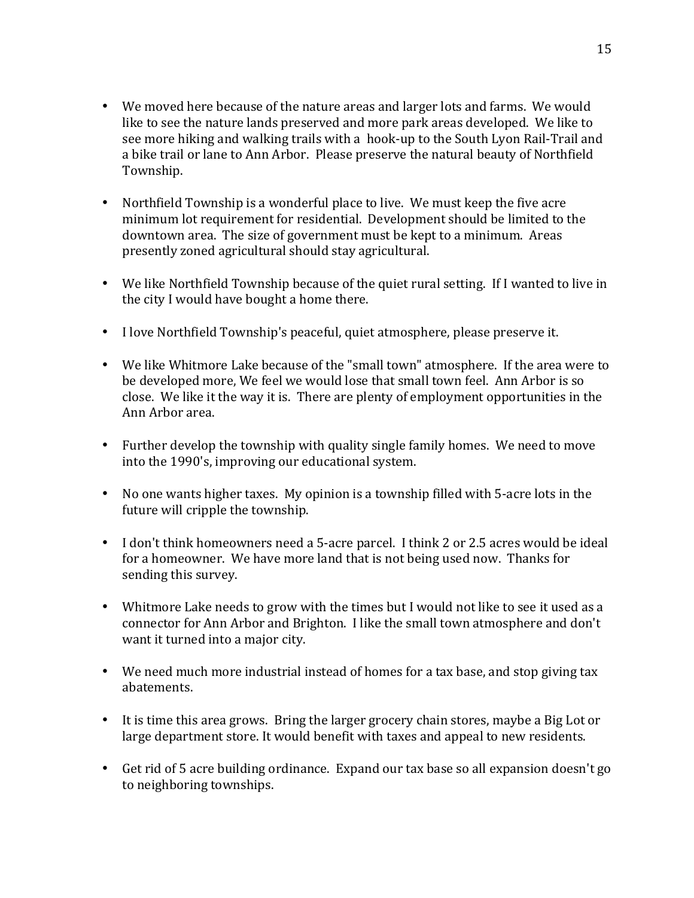- We moved here because of the nature areas and larger lots and farms. We would like to see the nature lands preserved and more park areas developed. We like to see more hiking and walking trails with a hook-up to the South Lyon Rail-Trail and a bike trail or lane to Ann Arbor. Please preserve the natural beauty of Northfield Township.

- Northfield Township is a wonderful place to live. We must keep the five acre minimum lot requirement for residential. Development should be limited to the downtown area. The size of government must be kept to a minimum. Areas presently zoned agricultural should stay agricultural.

- We like Northfield Township because of the quiet rural setting. If I wanted to live in the city I would have bought a home there.

- I love Northfield Township's peaceful, quiet atmosphere, please preserve it.

- We like Whitmore Lake because of the "small town" atmosphere. If the area were to be developed more, We feel we would lose that small town feel. Ann Arbor is so close. We like it the way it is. There are plenty of employment opportunities in the Ann Arbor area.

- Further develop the township with quality single family homes. We need to move into the 1990's, improving our educational system.

- No one wants higher taxes. My opinion is a township filled with 5-acre lots in the future will cripple the township.

- I don't think homeowners need a 5-acre parcel. I think 2 or 2.5 acres would be ideal for a homeowner. We have more land that is not being used now. Thanks for sending this survey.

- Whitmore Lake needs to grow with the times but I would not like to see it used as a connector for Ann Arbor and Brighton. I like the small town atmosphere and don't want it turned into a major city.

- We need much more industrial instead of homes for a tax base, and stop giving tax abatements.

- It is time this area grows. Bring the larger grocery chain stores, maybe a Big Lot or large department store. It would benefit with taxes and appeal to new residents.

- Get rid of 5 acre building ordinance. Expand our tax base so all expansion doesn't go to neighboring townships.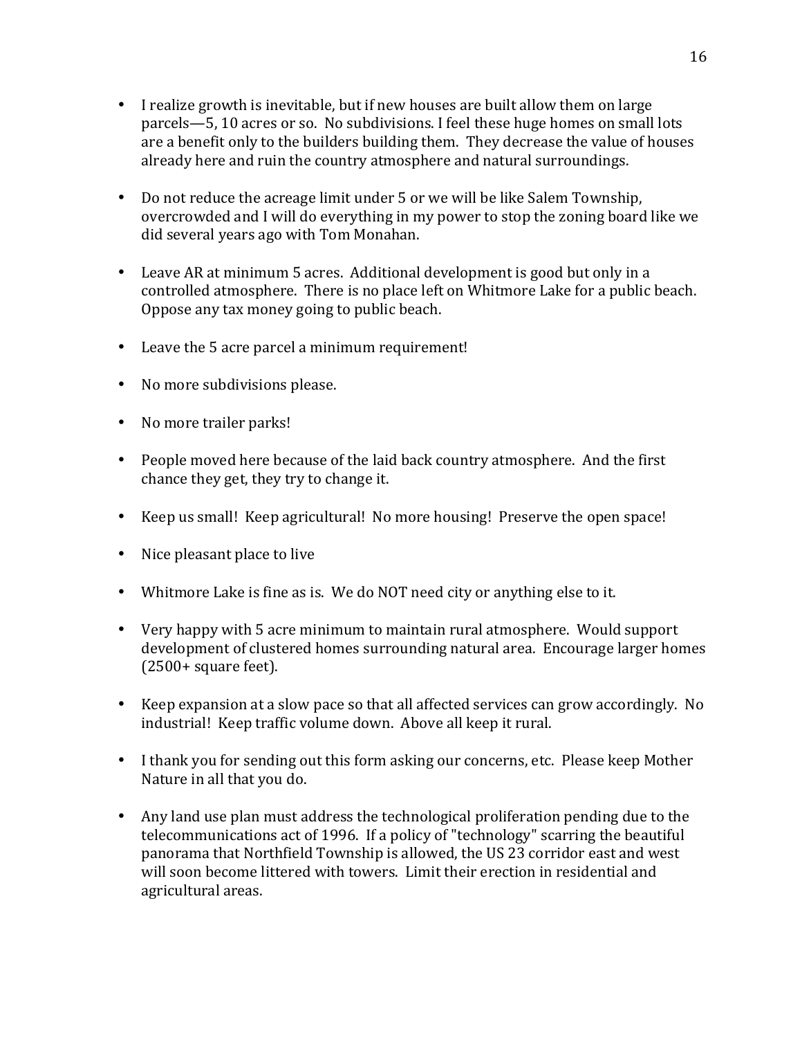- I realize growth is inevitable, but if new houses are built allow them on large parcels—5, 10 acres or so. No subdivisions. I feel these huge homes on small lots are a benefit only to the builders building them. They decrease the value of houses already here and ruin the country atmosphere and natural surroundings.

- Do not reduce the acreage limit under 5 or we will be like Salem Township, overcrowded and I will do everything in my power to stop the zoning board like we did several years ago with Tom Monahan.

- Leave AR at minimum 5 acres. Additional development is good but only in a controlled atmosphere. There is no place left on Whitmore Lake for a public beach. Oppose any tax money going to public beach.

- Leave the 5 acre parcel a minimum requirement!

- No more subdivisions please.

- No more trailer parks!

- People moved here because of the laid back country atmosphere. And the first chance they get, they try to change it.

- Keep us small! Keep agricultural! No more housing! Preserve the open space!

- Nice pleasant place to live

- Whitmore Lake is fine as is. We do NOT need city or anything else to it.

- Very happy with 5 acre minimum to maintain rural atmosphere. Would support development of clustered homes surrounding natural area. Encourage larger homes (2500+ square feet).

- Keep expansion at a slow pace so that all affected services can grow accordingly. No industrial! Keep traffic volume down. Above all keep it rural.

- I thank you for sending out this form asking our concerns, etc. Please keep Mother Nature in all that you do.

- Any land use plan must address the technological proliferation pending due to the telecommunications act of 1996. If a policy of "technology" scarring the beautiful panorama that Northfield Township is allowed, the US 23 corridor east and west will soon become littered with towers. Limit their erection in residential and agricultural areas.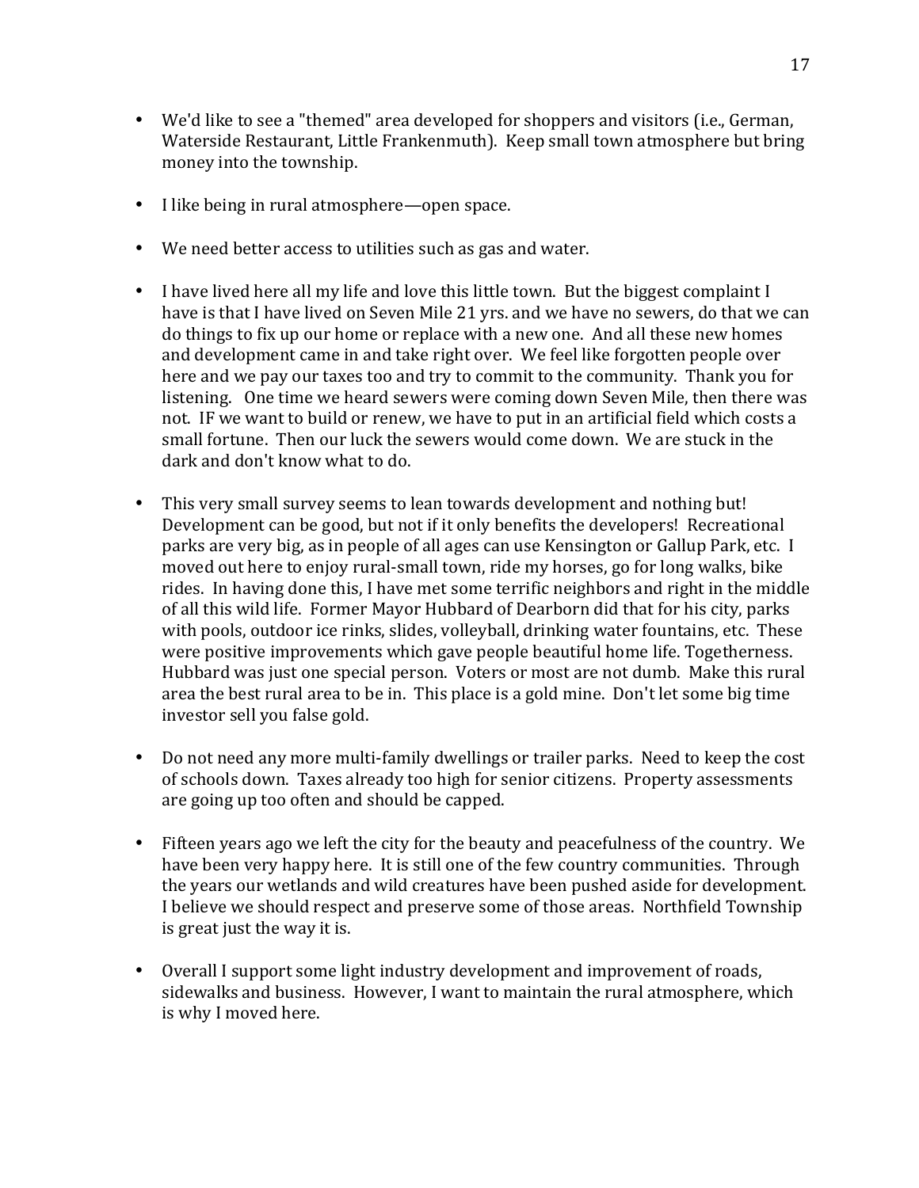- We'd like to see a "themed" area developed for shoppers and visitors (i.e., German, Waterside Restaurant, Little Frankenmuth). Keep small town atmosphere but bring money into the township.

- I like being in rural atmosphere—open space.

- We need better access to utilities such as gas and water.

- I have lived here all my life and love this little town. But the biggest complaint I have is that I have lived on Seven Mile 21 yrs. and we have no sewers, do that we can do things to fix up our home or replace with a new one. And all these new homes and development came in and take right over. We feel like forgotten people over here and we pay our taxes too and try to commit to the community. Thank you for listening. One time we heard sewers were coming down Seven Mile, then there was not. IF we want to build or renew, we have to put in an artificial field which costs a small fortune. Then our luck the sewers would come down. We are stuck in the dark and don't know what to do.

- This very small survey seems to lean towards development and nothing but! Development can be good, but not if it only benefits the developers! Recreational parks are very big, as in people of all ages can use Kensington or Gallup Park, etc. I moved out here to enjoy rural-small town, ride my horses, go for long walks, bike rides. In having done this, I have met some terrific neighbors and right in the middle of all this wild life. Former Mayor Hubbard of Dearborn did that for his city, parks with pools, outdoor ice rinks, slides, volleyball, drinking water fountains, etc. These were positive improvements which gave people beautiful home life. Togetherness. Hubbard was just one special person. Voters or most are not dumb. Make this rural area the best rural area to be in. This place is a gold mine. Don't let some big time investor sell you false gold.

- Do not need any more multi-family dwellings or trailer parks. Need to keep the cost of schools down. Taxes already too high for senior citizens. Property assessments are going up too often and should be capped.

- Fifteen years ago we left the city for the beauty and peacefulness of the country. We have been very happy here. It is still one of the few country communities. Through the years our wetlands and wild creatures have been pushed aside for development. I believe we should respect and preserve some of those areas. Northfield Township is great just the way it is.

- Overall I support some light industry development and improvement of roads, sidewalks and business. However, I want to maintain the rural atmosphere, which is why I moved here.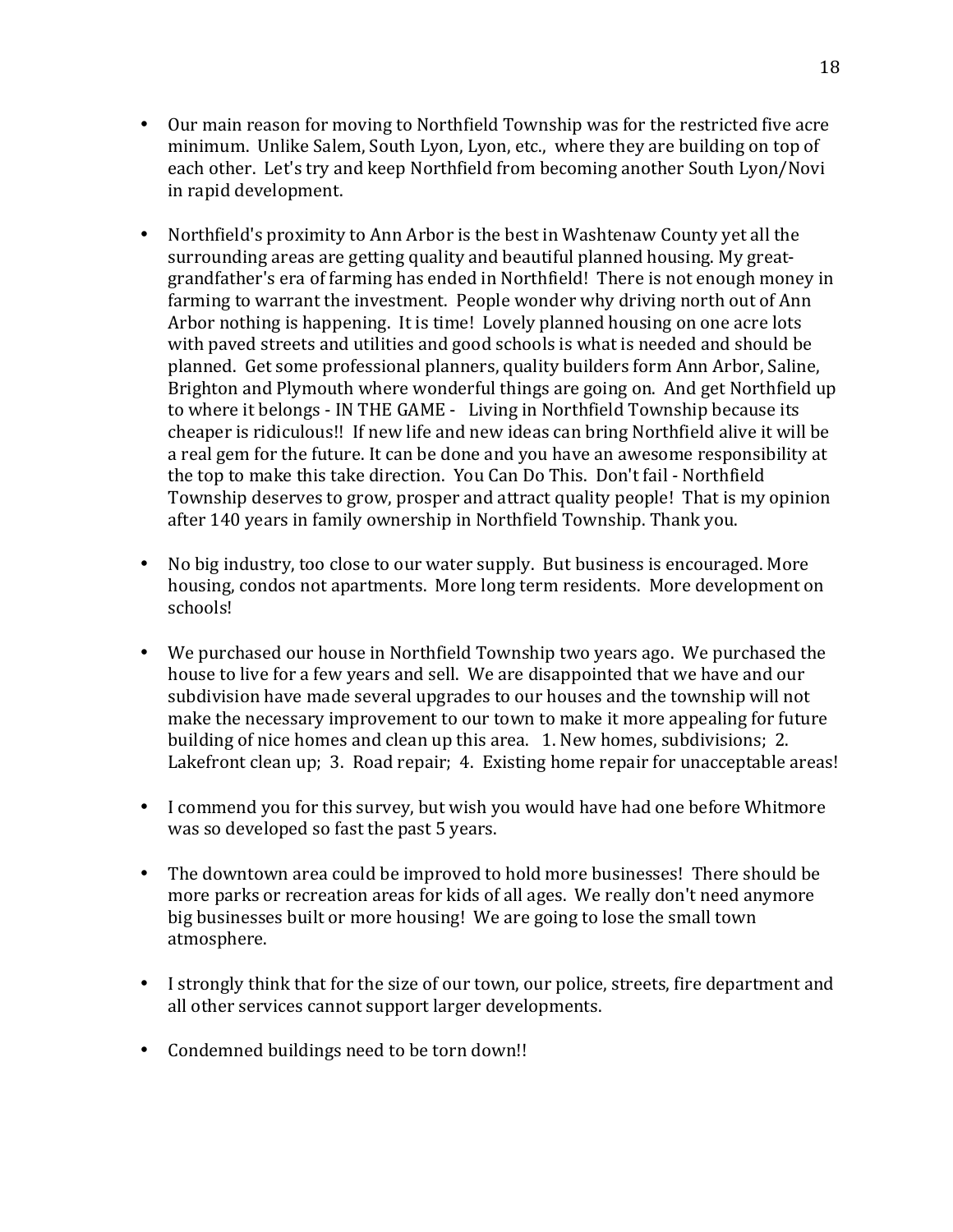- Our main reason for moving to Northfield Township was for the restricted five acre minimum. Unlike Salem, South Lyon, Lyon, etc., where they are building on top of each other. Let's try and keep Northfield from becoming another South Lyon/Novi in rapid development.

- Northfield's proximity to Ann Arbor is the best in Washtenaw County yet all the surrounding areas are getting quality and beautiful planned housing. My great-grandfather's era of farming has ended in Northfield! There is not enough money in farming to warrant the investment. People wonder why driving north out of Ann Arbor nothing is happening. It is time! Lovely planned housing on one acre lots with paved streets and utilities and good schools is what is needed and should be planned. Get some professional planners, quality builders form Ann Arbor, Saline, Brighton and Plymouth where wonderful things are going on. And get Northfield up to where it belongs - IN THE GAME - Living in Northfield Township because its cheaper is ridiculous!! If new life and new ideas can bring Northfield alive it will be a real gem for the future. It can be done and you have an awesome responsibility at the top to make this take direction. You Can Do This. Don't fail - Northfield Township deserves to grow, prosper and attract quality people! That is my opinion after 140 years in family ownership in Northfield Township. Thank you.

- No big industry, too close to our water supply. But business is encouraged. More housing, condos not apartments. More long term residents. More development on schools!

- We purchased our house in Northfield Township two years ago. We purchased the house to live for a few years and sell. We are disappointed that we have and our subdivision have made several upgrades to our houses and the township will not make the necessary improvement to our town to make it more appealing for future building of nice homes and clean up this area. 1. New homes, subdivisions; 2. Lakefront clean up; 3. Road repair; 4. Existing home repair for unacceptable areas!

- I commend you for this survey, but wish you would have had one before Whitmore was so developed so fast the past 5 years.

- The downtown area could be improved to hold more businesses! There should be more parks or recreation areas for kids of all ages. We really don't need anymore big businesses built or more housing! We are going to lose the small town atmosphere.

- I strongly think that for the size of our town, our police, streets, fire department and all other services cannot support larger developments.

- Condemned buildings need to be torn down!!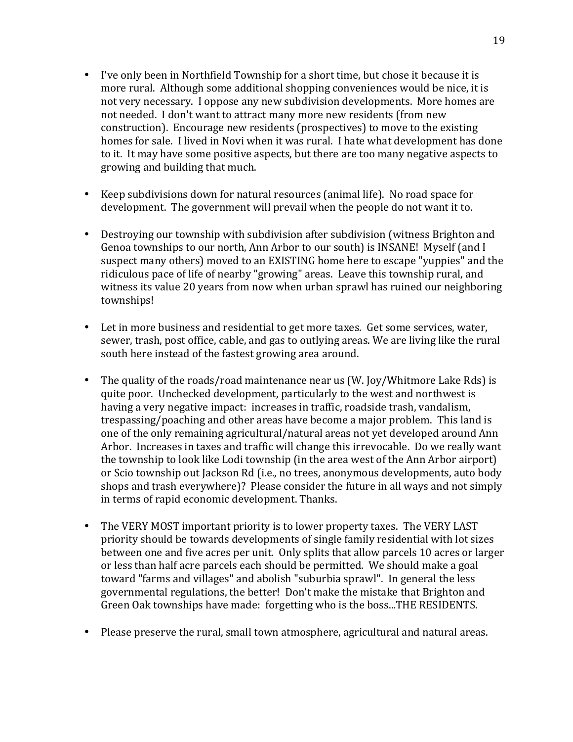- I've only been in Northfield Township for a short time, but chose it because it is more rural. Although some additional shopping conveniences would be nice, it is not very necessary. I oppose any new subdivision developments. More homes are not needed. I don't want to attract many more new residents (from new construction). Encourage new residents (prospectives) to move to the existing homes for sale. I lived in Novi when it was rural. I hate what development has done to it. It may have some positive aspects, but there are too many negative aspects to growing and building that much.

- Keep subdivisions down for natural resources (animal life). No road space for development. The government will prevail when the people do not want it to.

- Destroying our township with subdivision after subdivision (witness Brighton and Genoa townships to our north, Ann Arbor to our south) is INSANE! Myself (and I suspect many others) moved to an EXISTING home here to escape "yuppies" and the ridiculous pace of life of nearby "growing" areas. Leave this township rural, and witness its value 20 years from now when urban sprawl has ruined our neighboring townships!

- Let in more business and residential to get more taxes. Get some services, water, sewer, trash, post office, cable, and gas to outlying areas. We are living like the rural south here instead of the fastest growing area around.

- The quality of the roads/road maintenance near us (W. Joy/Whitmore Lake Rds) is quite poor. Unchecked development, particularly to the west and northwest is having a very negative impact: increases in traffic, roadside trash, vandalism, trespassing/poaching and other areas have become a major problem. This land is one of the only remaining agricultural/natural areas not yet developed around Ann Arbor. Increases in taxes and traffic will change this irrevocable. Do we really want the township to look like Lodi township (in the area west of the Ann Arbor airport) or Scio township out Jackson Rd (i.e., no trees, anonymous developments, auto body shops and trash everywhere)? Please consider the future in all ways and not simply in terms of rapid economic development. Thanks.

- The VERY MOST important priority is to lower property taxes. The VERY LAST priority should be towards developments of single family residential with lot sizes between one and five acres per unit. Only splits that allow parcels 10 acres or larger or less than half acre parcels each should be permitted. We should make a goal toward "farms and villages" and abolish "suburbia sprawl". In general the less governmental regulations, the better! Don't make the mistake that Brighton and Green Oak townships have made: forgetting who is the boss...THE RESIDENTS.

- Please preserve the rural, small town atmosphere, agricultural and natural areas.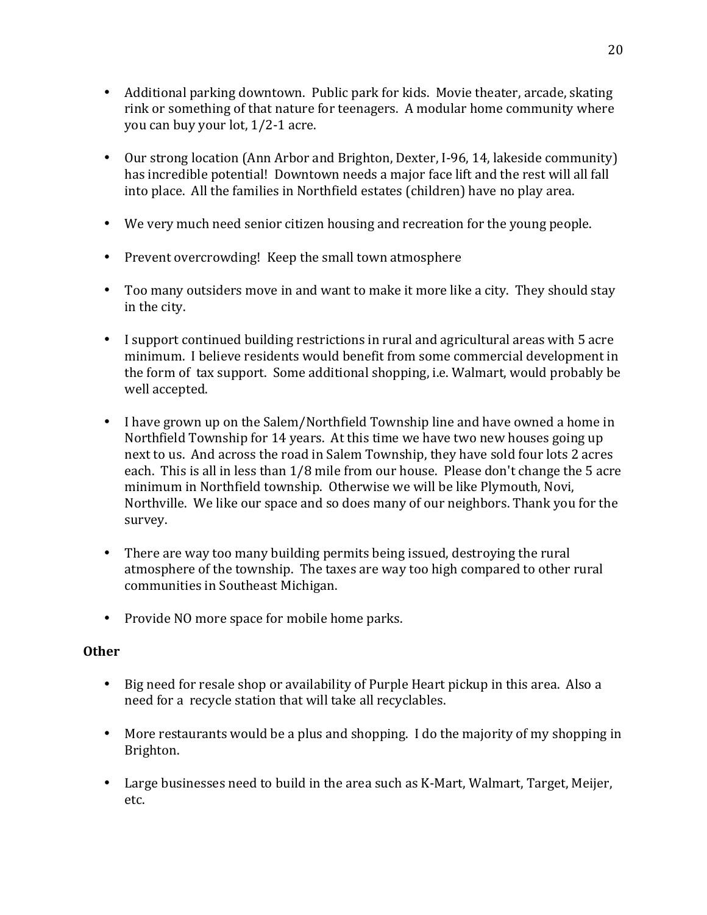- Additional parking downtown. Public park for kids. Movie theater, arcade, skating rink or something of that nature for teenagers. A modular home community where you can buy your lot, 1/2-1 acre.

- Our strong location (Ann Arbor and Brighton, Dexter, I-96, 14, lakeside community) has incredible potential! Downtown needs a major face lift and the rest will all fall into place. All the families in Northfield estates (children) have no play area.

- We very much need senior citizen housing and recreation for the young people.

- Prevent overcrowding! Keep the small town atmosphere

- Too many outsiders move in and want to make it more like a city. They should stay in the city.

- I support continued building restrictions in rural and agricultural areas with 5 acre minimum. I believe residents would benefit from some commercial development in the form of tax support. Some additional shopping, i.e. Walmart, would probably be well accepted.

- I have grown up on the Salem/Northfield Township line and have owned a home in Northfield Township for 14 years. At this time we have two new houses going up next to us. And across the road in Salem Township, they have sold four lots 2 acres each. This is all in less than 1/8 mile from our house. Please don't change the 5 acre minimum in Northfield township. Otherwise we will be like Plymouth, Novi, Northville. We like our space and so does many of our neighbors. Thank you for the survey.

- There are way too many building permits being issued, destroying the rural atmosphere of the township. The taxes are way too high compared to other rural communities in Southeast Michigan.

- Provide NO more space for mobile home parks.

**Other**

- Big need for resale shop or availability of Purple Heart pickup in this area. Also a need for a recycle station that will take all recyclables.

- More restaurants would be a plus and shopping. I do the majority of my shopping in Brighton.

- Large businesses need to build in the area such as K-Mart, Walmart, Target, Meijer, etc.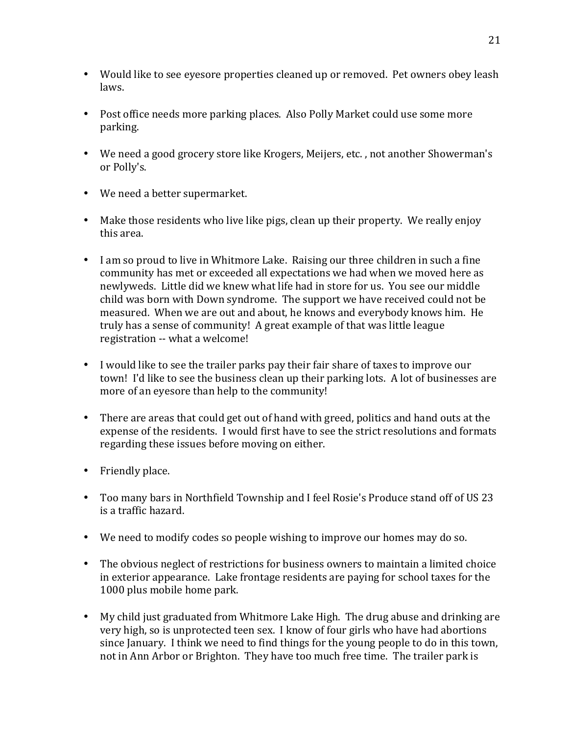- Would like to see eyesore properties cleaned up or removed. Pet owners obey leash laws.

- Post office needs more parking places. Also Polly Market could use some more parking.

- We need a good grocery store like Krogers, Meijers, etc. , not another Showerman's or Polly's.

- We need a better supermarket.

- Make those residents who live like pigs, clean up their property. We really enjoy this area.

- I am so proud to live in Whitmore Lake. Raising our three children in such a fine community has met or exceeded all expectations we had when we moved here as newlyweds. Little did we knew what life had in store for us. You see our middle child was born with Down syndrome. The support we have received could not be measured. When we are out and about, he knows and everybody knows him. He truly has a sense of community! A great example of that was little league registration -- what a welcome!

- I would like to see the trailer parks pay their fair share of taxes to improve our town! I'd like to see the business clean up their parking lots. A lot of businesses are more of an eyesore than help to the community!

- There are areas that could get out of hand with greed, politics and hand outs at the expense of the residents. I would first have to see the strict resolutions and formats regarding these issues before moving on either.

- Friendly place.

- Too many bars in Northfield Township and I feel Rosie's Produce stand off of US 23 is a traffic hazard.

- We need to modify codes so people wishing to improve our homes may do so.

- The obvious neglect of restrictions for business owners to maintain a limited choice in exterior appearance. Lake frontage residents are paying for school taxes for the 1000 plus mobile home park.

- My child just graduated from Whitmore Lake High. The drug abuse and drinking are very high, so is unprotected teen sex. I know of four girls who have had abortions since January. I think we need to find things for the young people to do in this town, not in Ann Arbor or Brighton. They have too much free time. The trailer park is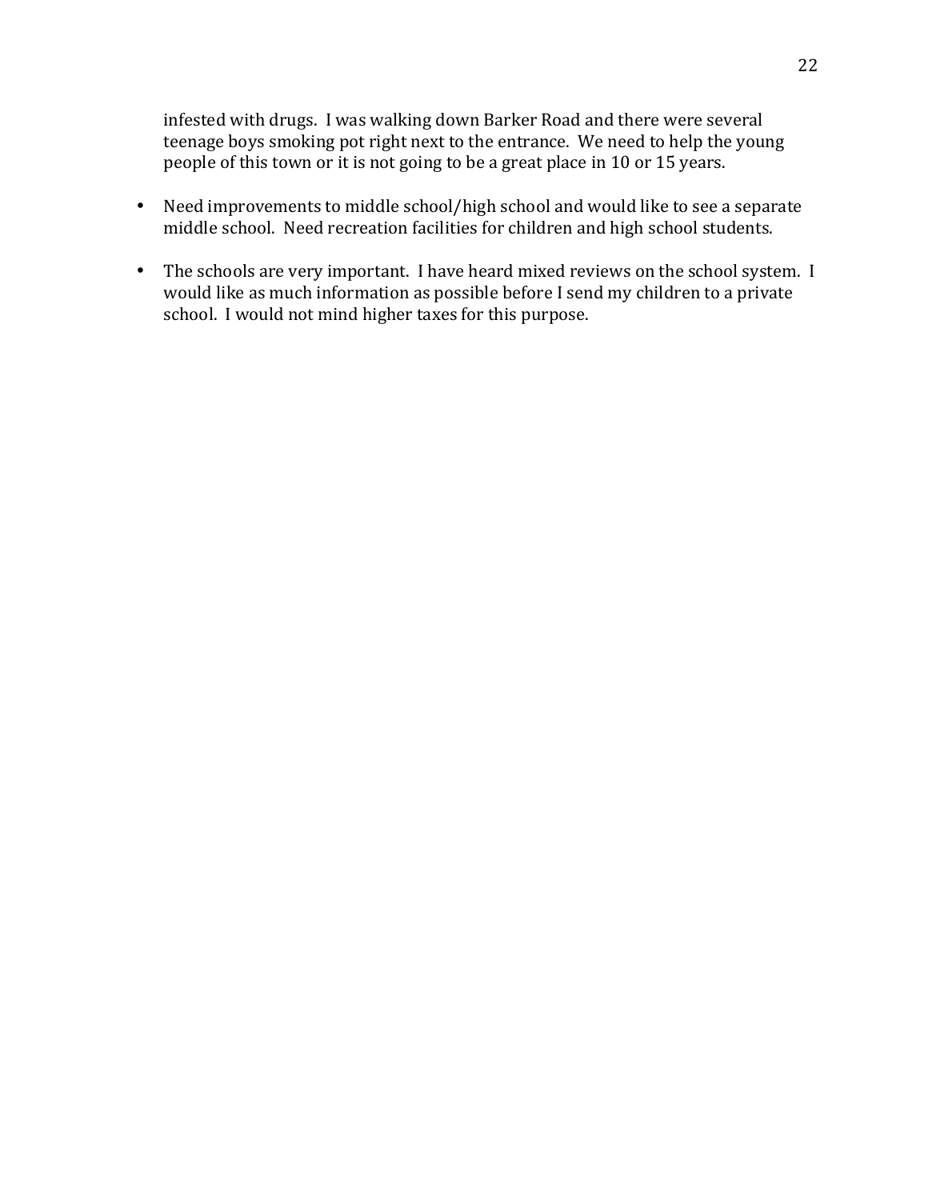infested with drugs. I was walking down Barker Road and there were several teenage boys smoking pot right next to the entrance. We need to help the young people of this town or it is not going to be a great place in 10 or 15 years.

- Need improvements to middle school/high school and would like to see a separate middle school. Need recreation facilities for children and high school students.

- The schools are very important. I have heard mixed reviews on the school system. I would like as much information as possible before I send my children to a private school. I would not mind higher taxes for this purpose.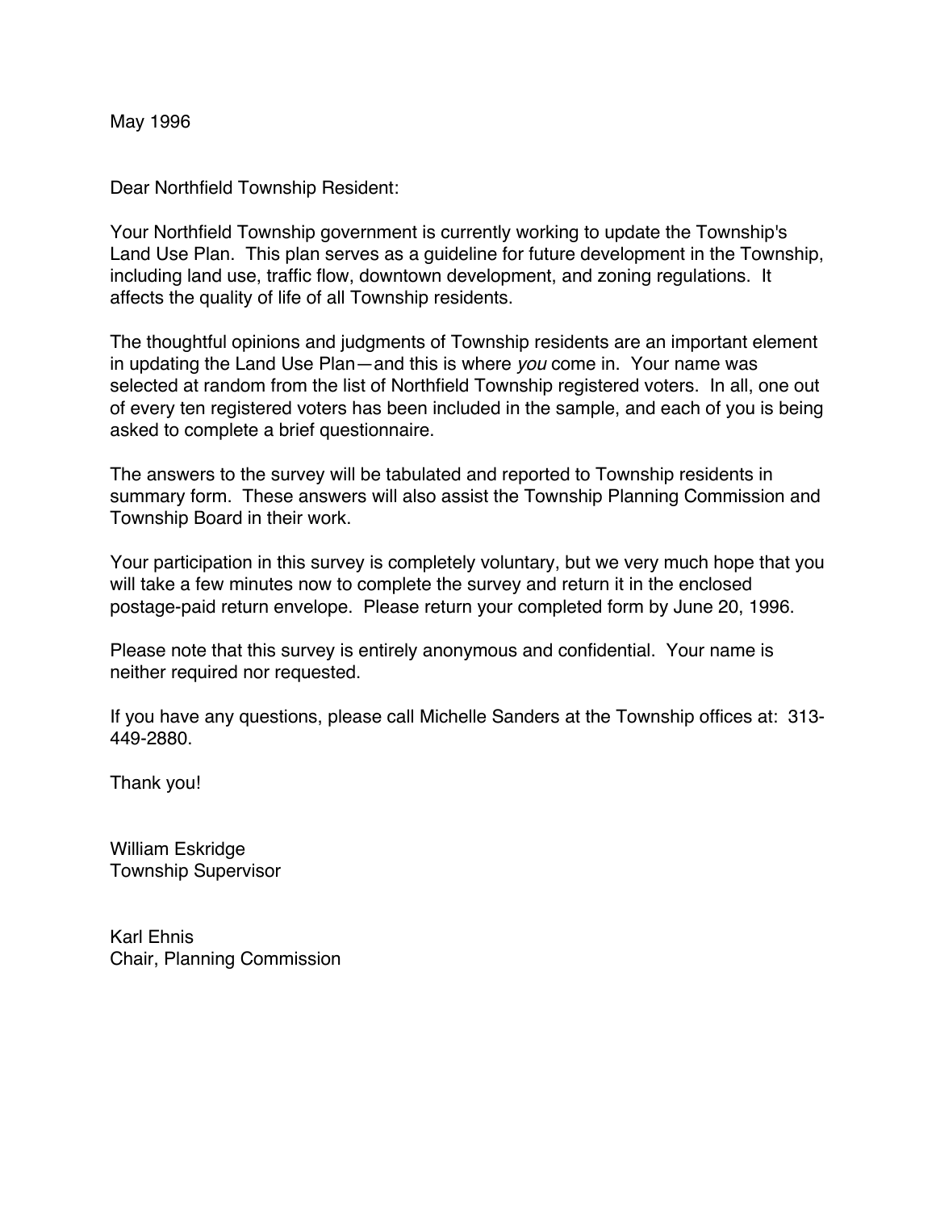May 1996

Dear Northfield Township Resident:

Your Northfield Township government is currently working to update the Township's Land Use Plan. This plan serves as a guideline for future development in the Township, including land use, traffic flow, downtown development, and zoning regulations. It affects the quality of life of all Township residents.

The thoughtful opinions and judgments of Township residents are an important element in updating the Land Use Plan—and this is where *you* come in. Your name was selected at random from the list of Northfield Township registered voters. In all, one out of every ten registered voters has been included in the sample, and each of you is being asked to complete a brief questionnaire.

The answers to the survey will be tabulated and reported to Township residents in summary form. These answers will also assist the Township Planning Commission and Township Board in their work.

Your participation in this survey is completely voluntary, but we very much hope that you will take a few minutes now to complete the survey and return it in the enclosed postage-paid return envelope. Please return your completed form by June 20, 1996.

Please note that this survey is entirely anonymous and confidential. Your name is neither required nor requested.

If you have any questions, please call Michelle Sanders at the Township offices at: 313-449-2880.

Thank you!

William Eskridge
Township Supervisor

Karl Ehnis
Chair, Planning Commission